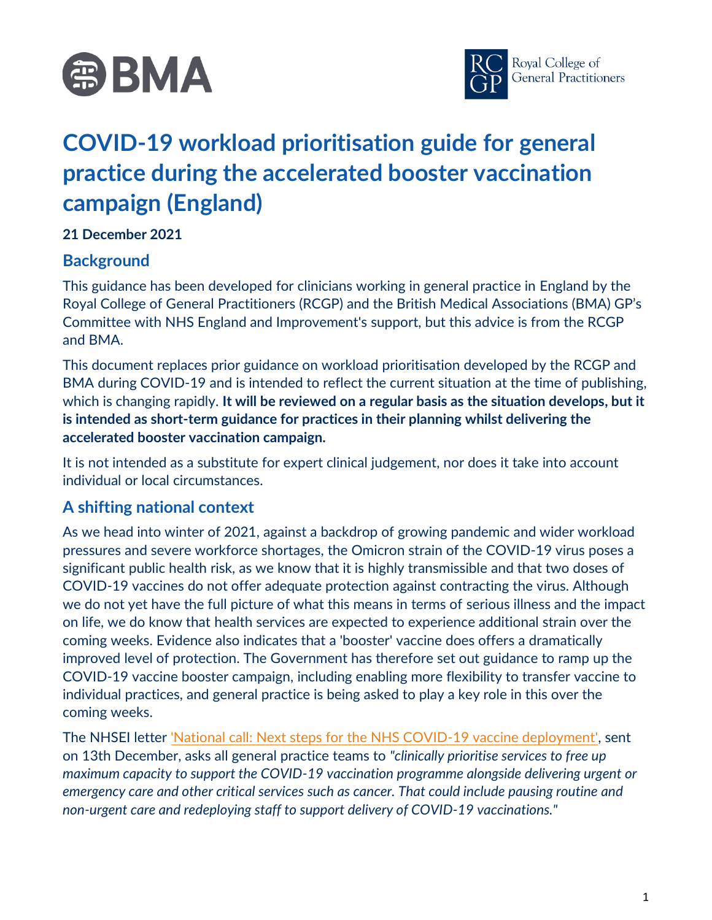# COVID-19 workload prioritisation guide for general practice during the accelerated booster vaccination campaign (England)

**21 December 2021**

## Background

This guidance has been developed for clinicians working in general practice in England by the Royal College of General Practitioners (RCGP) and the British Medical Associations (BMA) GP's Committee with NHS England and Improvement's support, but this advice is from the RCGP and BMA.

This document replaces prior guidance on workload prioritisation developed by the RCGP and BMA during COVID-19 and is intended to reflect the current situation at the time of publishing, which is changing rapidly. **It will be reviewed on a regular basis as the situation develops, but it is intended as short-term guidance for practices in their planning whilst delivering the accelerated booster vaccination campaign.**

It is not intended as a substitute for expert clinical judgement, nor does it take into account individual or local circumstances.

## A shifting national context

As we head into winter of 2021, against a backdrop of growing pandemic and wider workload pressures and severe workforce shortages, the Omicron strain of the COVID-19 virus poses a significant public health risk, as we know that it is highly transmissible and that two doses of COVID-19 vaccines do not offer adequate protection against contracting the virus. Although we do not yet have the full picture of what this means in terms of serious illness and the impact on life, we do know that health services are expected to experience additional strain over the coming weeks. Evidence also indicates that a 'booster' vaccine does offers a dramatically improved level of protection. The Government has therefore set out guidance to ramp up the COVID-19 vaccine booster campaign, including enabling more flexibility to transfer vaccine to individual practices, and general practice is being asked to play a key role in this over the coming weeks.

The NHSEI letter 'National call: Next steps for the NHS COVID-19 vaccine deployment', sent on 13th December, asks all general practice teams to *"clinically prioritise services to free up maximum capacity to support the COVID-19 vaccination programme alongside delivering urgent or emergency care and other critical services such as cancer. That could include pausing routine and non-urgent care and redeploying staff to support delivery of COVID-19 vaccinations."*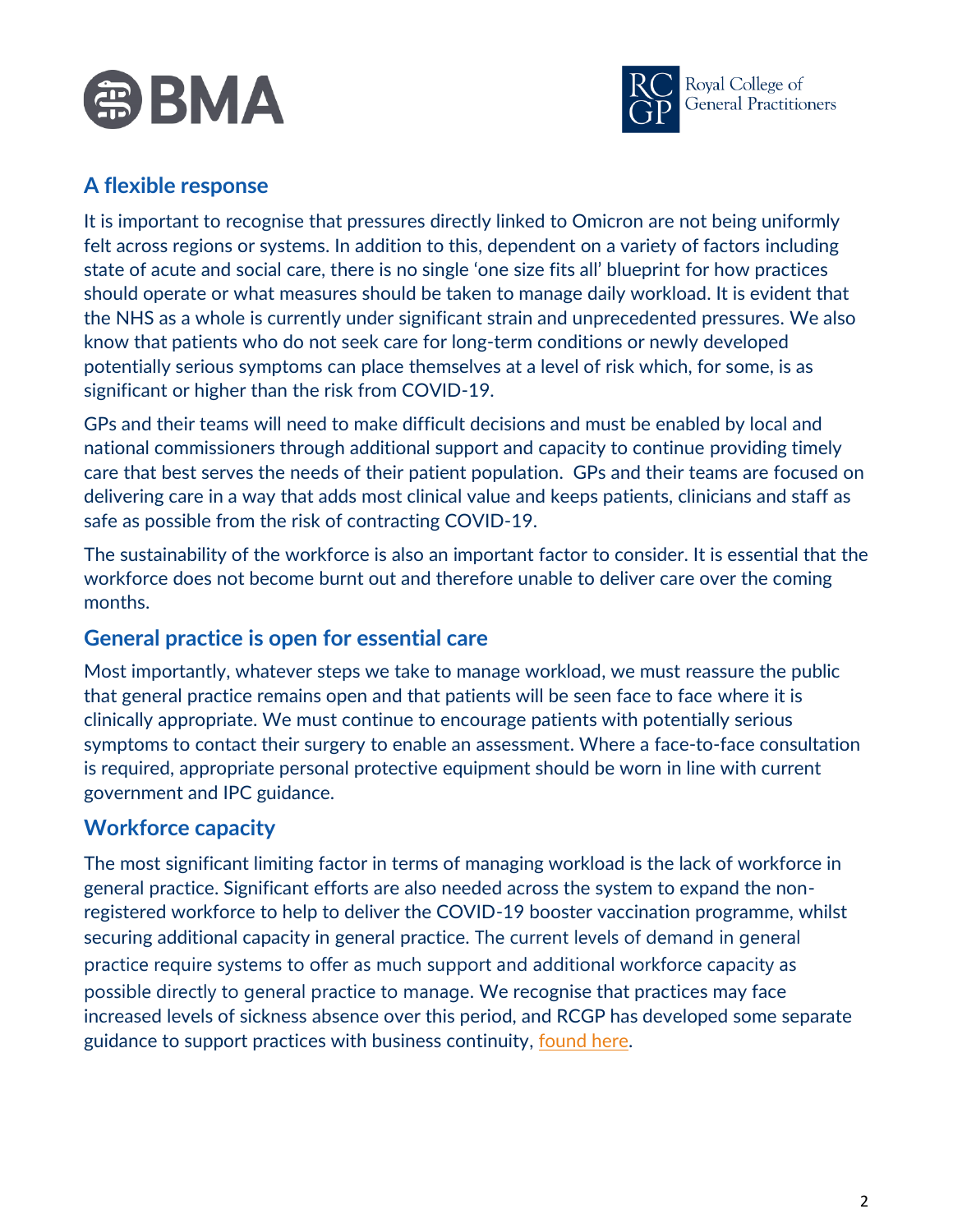## A flexible response

It is important to recognise that pressures directly linked to Omicron are not being uniformly felt across regions or systems. In addition to this, dependent on a variety of factors including state of acute and social care, there is no single 'one size fits all' blueprint for how practices should operate or what measures should be taken to manage daily workload. It is evident that the NHS as a whole is currently under significant strain and unprecedented pressures. We also know that patients who do not seek care for long-term conditions or newly developed potentially serious symptoms can place themselves at a level of risk which, for some, is as significant or higher than the risk from COVID-19.

GPs and their teams will need to make difficult decisions and must be enabled by local and national commissioners through additional support and capacity to continue providing timely care that best serves the needs of their patient population. GPs and their teams are focused on delivering care in a way that adds most clinical value and keeps patients, clinicians and staff as safe as possible from the risk of contracting COVID-19.

The sustainability of the workforce is also an important factor to consider. It is essential that the workforce does not become burnt out and therefore unable to deliver care over the coming months.

## General practice is open for essential care

Most importantly, whatever steps we take to manage workload, we must reassure the public that general practice remains open and that patients will be seen face to face where it is clinically appropriate. We must continue to encourage patients with potentially serious symptoms to contact their surgery to enable an assessment. Where a face-to-face consultation is required, appropriate personal protective equipment should be worn in line with current government and IPC guidance.

## Workforce capacity

The most significant limiting factor in terms of managing workload is the lack of workforce in general practice. Significant efforts are also needed across the system to expand the non-registered workforce to help to deliver the COVID-19 booster vaccination programme, whilst securing additional capacity in general practice. The current levels of demand in general practice require systems to offer as much support and additional workforce capacity as possible directly to general practice to manage. We recognise that practices may face increased levels of sickness absence over this period, and RCGP has developed some separate guidance to support practices with business continuity, found here.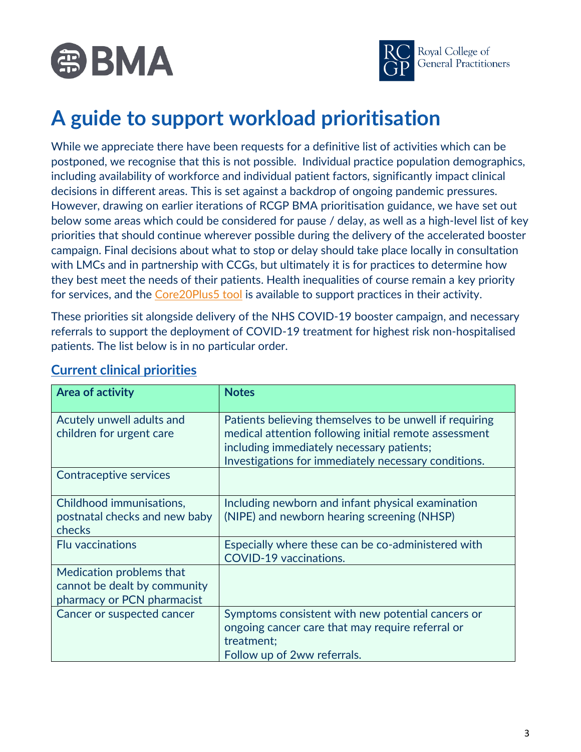# A guide to support workload prioritisation

While we appreciate there have been requests for a definitive list of activities which can be postponed, we recognise that this is not possible. Individual practice population demographics, including availability of workforce and individual patient factors, significantly impact clinical decisions in different areas. This is set against a backdrop of ongoing pandemic pressures. However, drawing on earlier iterations of RCGP BMA prioritisation guidance, we have set out below some areas which could be considered for pause / delay, as well as a high-level list of key priorities that should continue wherever possible during the delivery of the accelerated booster campaign. Final decisions about what to stop or delay should take place locally in consultation with LMCs and in partnership with CCGs, but ultimately it is for practices to determine how they best meet the needs of their patients. Health inequalities of course remain a key priority for services, and the Core20Plus5 tool is available to support practices in their activity.

These priorities sit alongside delivery of the NHS COVID-19 booster campaign, and necessary referrals to support the deployment of COVID-19 treatment for highest risk non-hospitalised patients. The list below is in no particular order.

## Current clinical priorities

| Area of activity | Notes |
|---|---|
| Acutely unwell adults and children for urgent care | Patients believing themselves to be unwell if requiring medical attention following initial remote assessment including immediately necessary patients;<br>Investigations for immediately necessary conditions. |
| Contraceptive services | |
| Childhood immunisations, postnatal checks and new baby checks | Including newborn and infant physical examination (NIPE) and newborn hearing screening (NHSP) |
| Flu vaccinations | Especially where these can be co-administered with COVID-19 vaccinations. |
| Medication problems that cannot be dealt by community pharmacy or PCN pharmacist | |
| Cancer or suspected cancer | Symptoms consistent with new potential cancers or ongoing cancer care that may require referral or treatment;<br>Follow up of 2ww referrals. |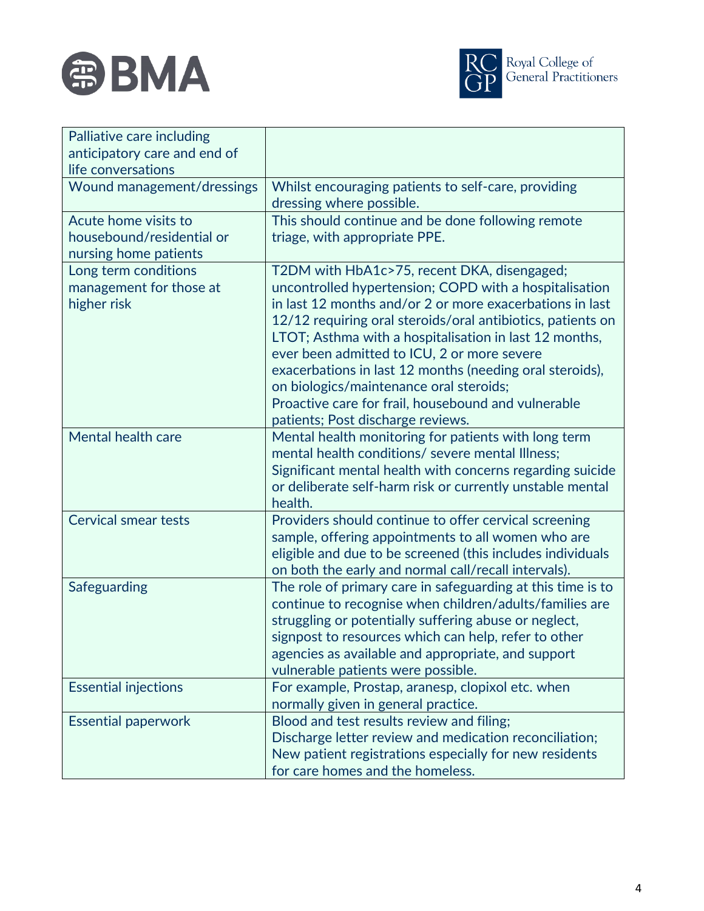| | |
|---|---|
| Palliative care including anticipatory care and end of life conversations | |
| Wound management/dressings | Whilst encouraging patients to self-care, providing dressing where possible. |
| Acute home visits to housebound/residential or nursing home patients | This should continue and be done following remote triage, with appropriate PPE. |
| Long term conditions management for those at higher risk | T2DM with HbA1c>75, recent DKA, disengaged; uncontrolled hypertension; COPD with a hospitalisation in last 12 months and/or 2 or more exacerbations in last 12/12 requiring oral steroids/oral antibiotics, patients on LTOT; Asthma with a hospitalisation in last 12 months, ever been admitted to ICU, 2 or more severe exacerbations in last 12 months (needing oral steroids), on biologics/maintenance oral steroids;<br>Proactive care for frail, housebound and vulnerable patients; Post discharge reviews. |
| Mental health care | Mental health monitoring for patients with long term mental health conditions/ severe mental Illness;<br>Significant mental health with concerns regarding suicide or deliberate self-harm risk or currently unstable mental health. |
| Cervical smear tests | Providers should continue to offer cervical screening sample, offering appointments to all women who are eligible and due to be screened (this includes individuals on both the early and normal call/recall intervals). |
| Safeguarding | The role of primary care in safeguarding at this time is to continue to recognise when children/adults/families are struggling or potentially suffering abuse or neglect, signpost to resources which can help, refer to other agencies as available and appropriate, and support vulnerable patients were possible. |
| Essential injections | For example, Prostap, aranesp, clopixol etc. when normally given in general practice. |
| Essential paperwork | Blood and test results review and filing;<br>Discharge letter review and medication reconciliation;<br>New patient registrations especially for new residents for care homes and the homeless. |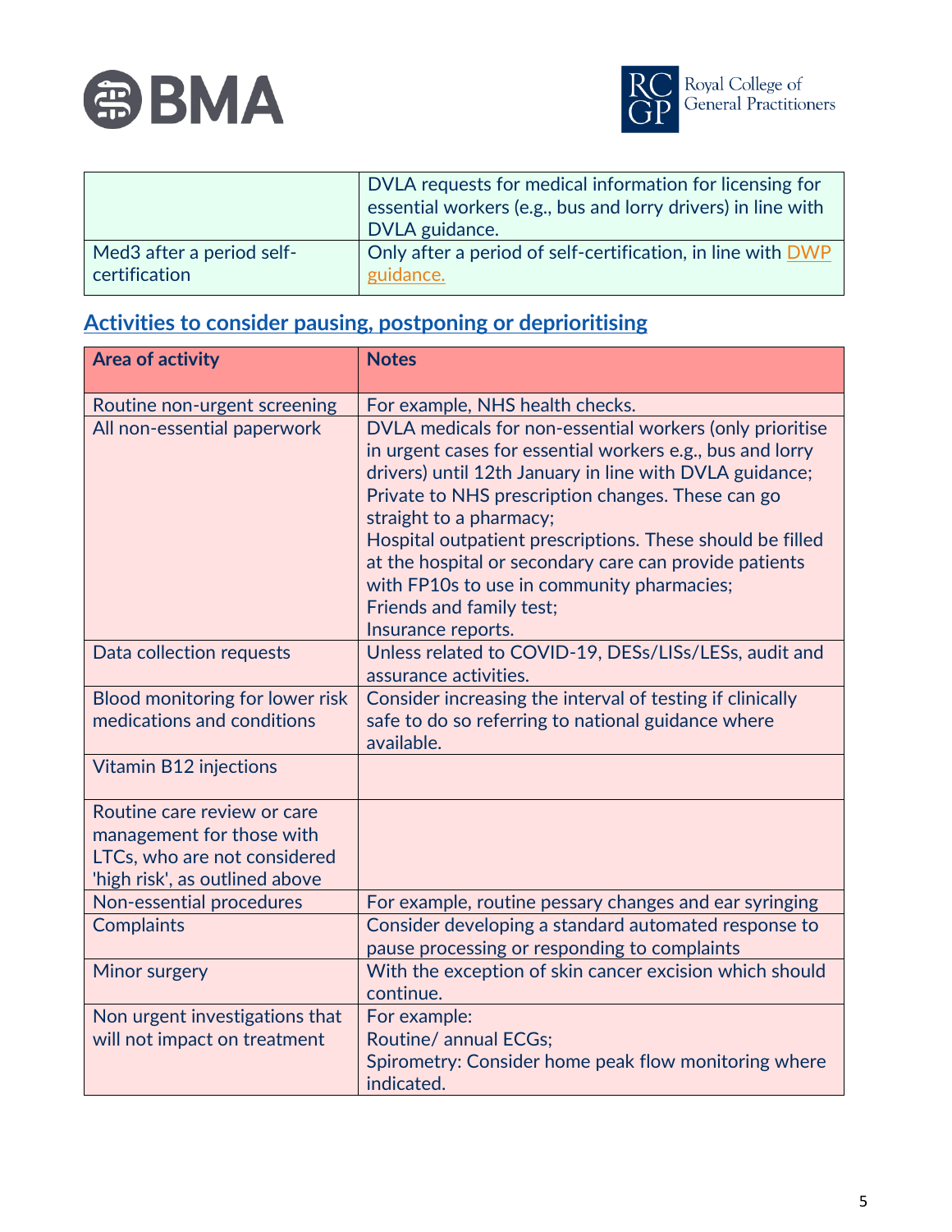| | |
|---|---|
| | DVLA requests for medical information for licensing for essential workers (e.g., bus and lorry drivers) in line with DVLA guidance. |
| Med3 after a period self-certification | Only after a period of self-certification, in line with DWP guidance. |

## Activities to consider pausing, postponing or deprioritising

| Area of activity | Notes |
|---|---|
| Routine non-urgent screening | For example, NHS health checks. |
| All non-essential paperwork | DVLA medicals for non-essential workers (only prioritise in urgent cases for essential workers e.g., bus and lorry drivers) until 12th January in line with DVLA guidance;<br>Private to NHS prescription changes. These can go straight to a pharmacy;<br>Hospital outpatient prescriptions. These should be filled at the hospital or secondary care can provide patients with FP10s to use in community pharmacies;<br>Friends and family test;<br>Insurance reports. |
| Data collection requests | Unless related to COVID-19, DESs/LISs/LESs, audit and assurance activities. |
| Blood monitoring for lower risk medications and conditions | Consider increasing the interval of testing if clinically safe to do so referring to national guidance where available. |
| Vitamin B12 injections | |
| Routine care review or care management for those with LTCs, who are not considered 'high risk', as outlined above | |
| Non-essential procedures | For example, routine pessary changes and ear syringing |
| Complaints | Consider developing a standard automated response to pause processing or responding to complaints |
| Minor surgery | With the exception of skin cancer excision which should continue. |
| Non urgent investigations that will not impact on treatment | For example:<br>Routine/ annual ECGs;<br>Spirometry: Consider home peak flow monitoring where indicated. |